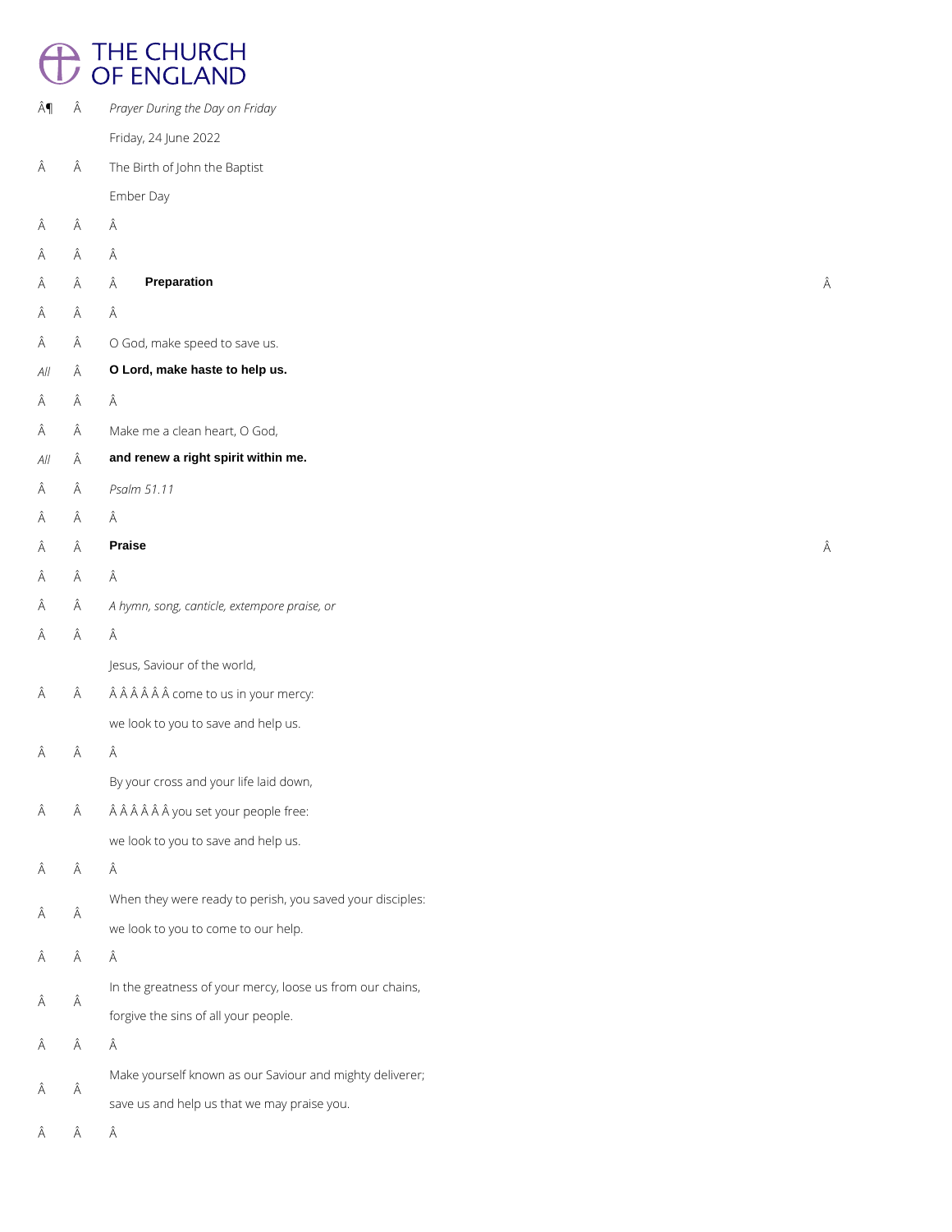# THE CHURCH OF ENGLAND

*Prayer During the Day on Friday*

Friday, 24 June 2022

The Birth of John the Baptist

Ember Day

## Preparation

O God, make speed to save us.

*All* **O Lord, make haste to help us.**

Make me a clean heart, O God,

*All* **and renew a right spirit within me.**

*Psalm 51.11*

## Praise

*A hymn, song, canticle, extempore praise, or*

Jesus, Saviour of the world,
      come to us in your mercy:
we look to you to save and help us.

By your cross and your life laid down,
      you set your people free:
we look to you to save and help us.

When they were ready to perish, you saved your disciples:
we look to you to come to our help.

In the greatness of your mercy, loose us from our chains,
forgive the sins of all your people.

Make yourself known as our Saviour and mighty deliverer;
save us and help us that we may praise you.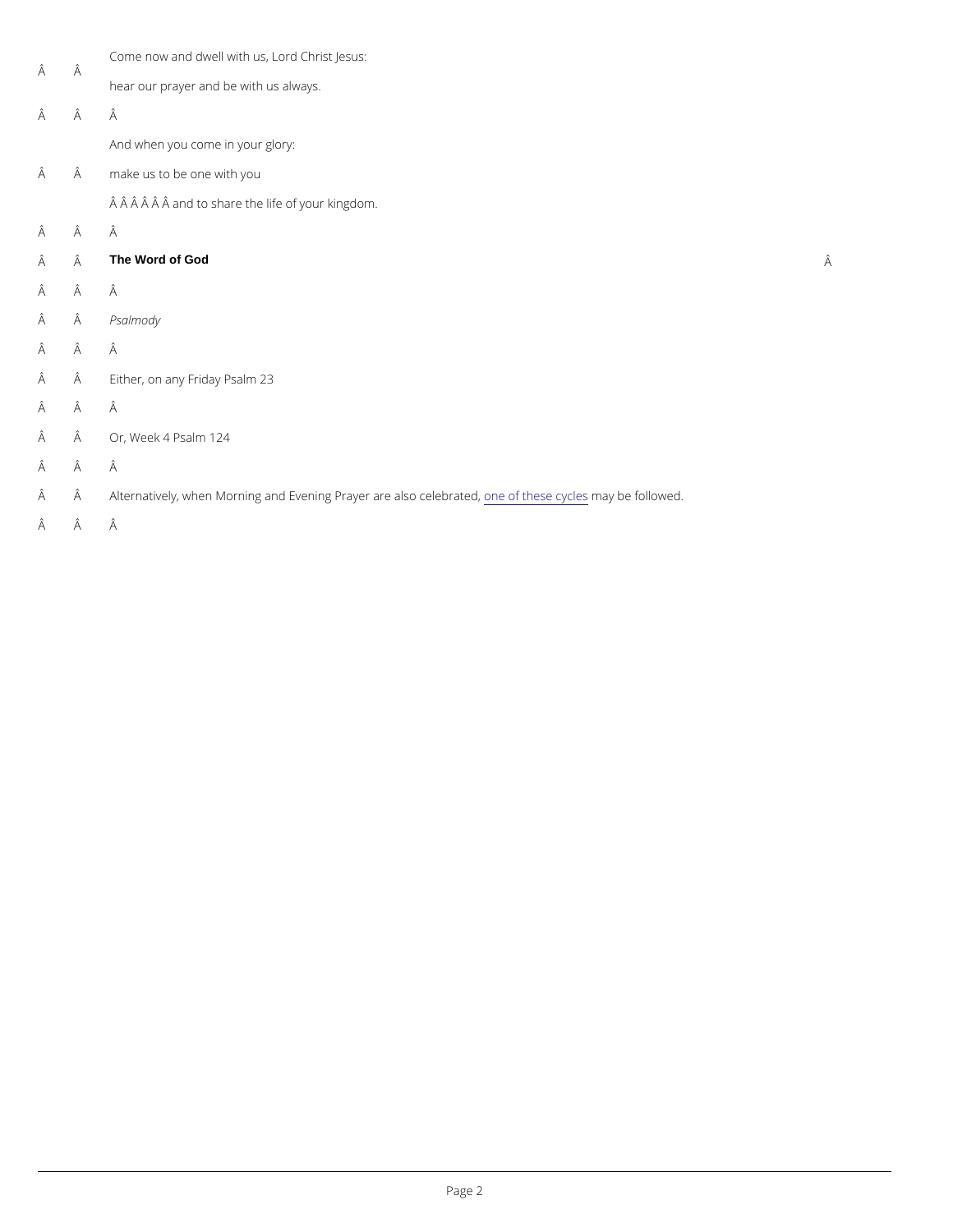Come now and dwell with us, Lord Christ Jesus:
hear our prayer and be with us always.

And when you come in your glory:
make us to be one with you
and to share the life of your kingdom.

**The Word of God**

*Psalmody*

Either, on any Friday Psalm 23

Or, Week 4 Psalm 124

Alternatively, when Morning and Evening Prayer are also celebrated, one of these cycles may be followed.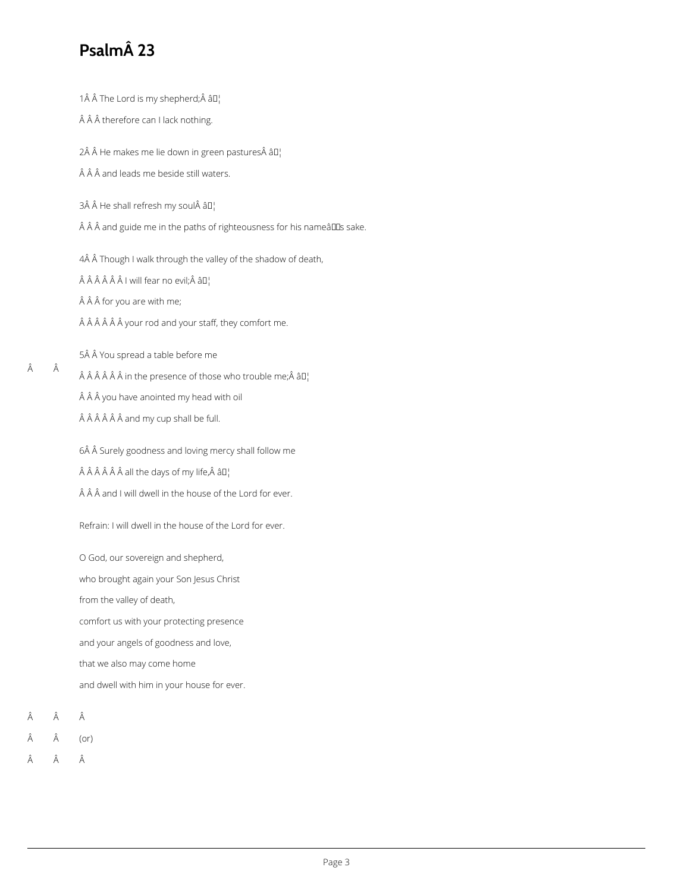# PsalmÂ 23

1Â Â The Lord is my shepherd;Â â¦

Â Â Â therefore can I lack nothing.

2Â Â He makes me lie down in green pasturesÂ â¦

Â Â Â and leads me beside still waters.

3Â Â He shall refresh my soulÂ â¦

Â Â Â and guide me in the paths of righteousness for his nameâs sake.

4Â Â Though I walk through the valley of the shadow of death,

Â Â Â Â Â Â I will fear no evil;Â â¦

Â Â Â for you are with me;

Â Â Â Â Â Â your rod and your staff, they comfort me.

5Â Â You spread a table before me

Â Â

Â Â Â Â Â Â in the presence of those who trouble me;Â â¦

Â Â Â you have anointed my head with oil

Â Â Â Â Â Â and my cup shall be full.

6Â Â Surely goodness and loving mercy shall follow me

Â Â Â Â Â Â all the days of my life,Â â¦

Â Â Â and I will dwell in the house of the Lord for ever.

Refrain: I will dwell in the house of the Lord for ever.

O God, our sovereign and shepherd,

who brought again your Son Jesus Christ

from the valley of death,

comfort us with your protecting presence

and your angels of goodness and love,

that we also may come home

and dwell with him in your house for ever.

Â Â Â

Â Â (or)

Â Â Â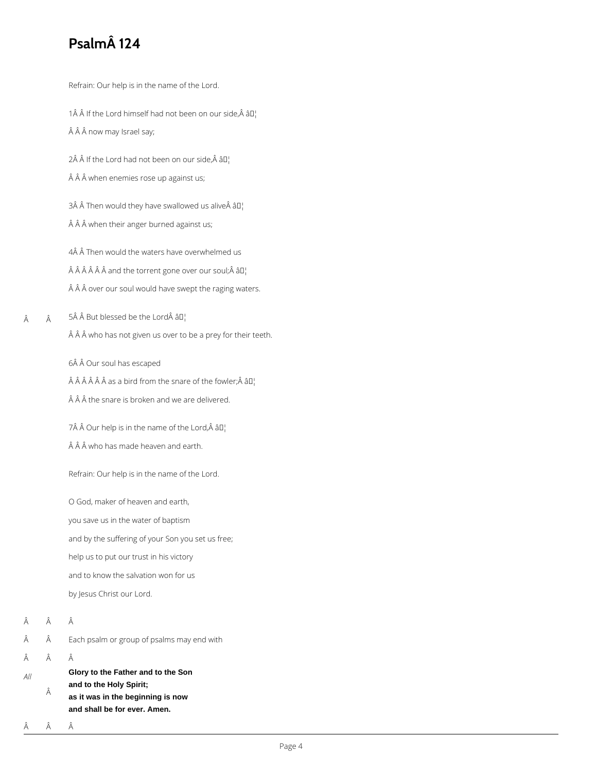# PsalmÂ 124

Refrain: Our help is in the name of the Lord.

1Â Â If the Lord himself had not been on our side,Â â¦

Â Â Â now may Israel say;

2Â Â If the Lord had not been on our side,Â â¦

Â Â Â when enemies rose up against us;

3Â Â Then would they have swallowed us aliveÂ â¦

Â Â Â when their anger burned against us;

4Â Â Then would the waters have overwhelmed us

Â Â Â Â Â Â and the torrent gone over our soul;Â â¦

Â Â Â over our soul would have swept the raging waters.

5Â Â But blessed be the LordÂ â¦

Â Â Â who has not given us over to be a prey for their teeth.

6Â Â Our soul has escaped

Â Â Â Â Â Â as a bird from the snare of the fowler;Â â¦

Â Â Â the snare is broken and we are delivered.

7Â Â Our help is in the name of the Lord,Â â¦

Â Â Â who has made heaven and earth.

Refrain: Our help is in the name of the Lord.

O God, maker of heaven and earth,

you save us in the water of baptism

and by the suffering of your Son you set us free;

help us to put our trust in his victory

and to know the salvation won for us

by Jesus Christ our Lord.

Each psalm or group of psalms may end with

*All*

**Glory to the Father and to the Son**
**and to the Holy Spirit;**
**as it was in the beginning is now**
**and shall be for ever. Amen.**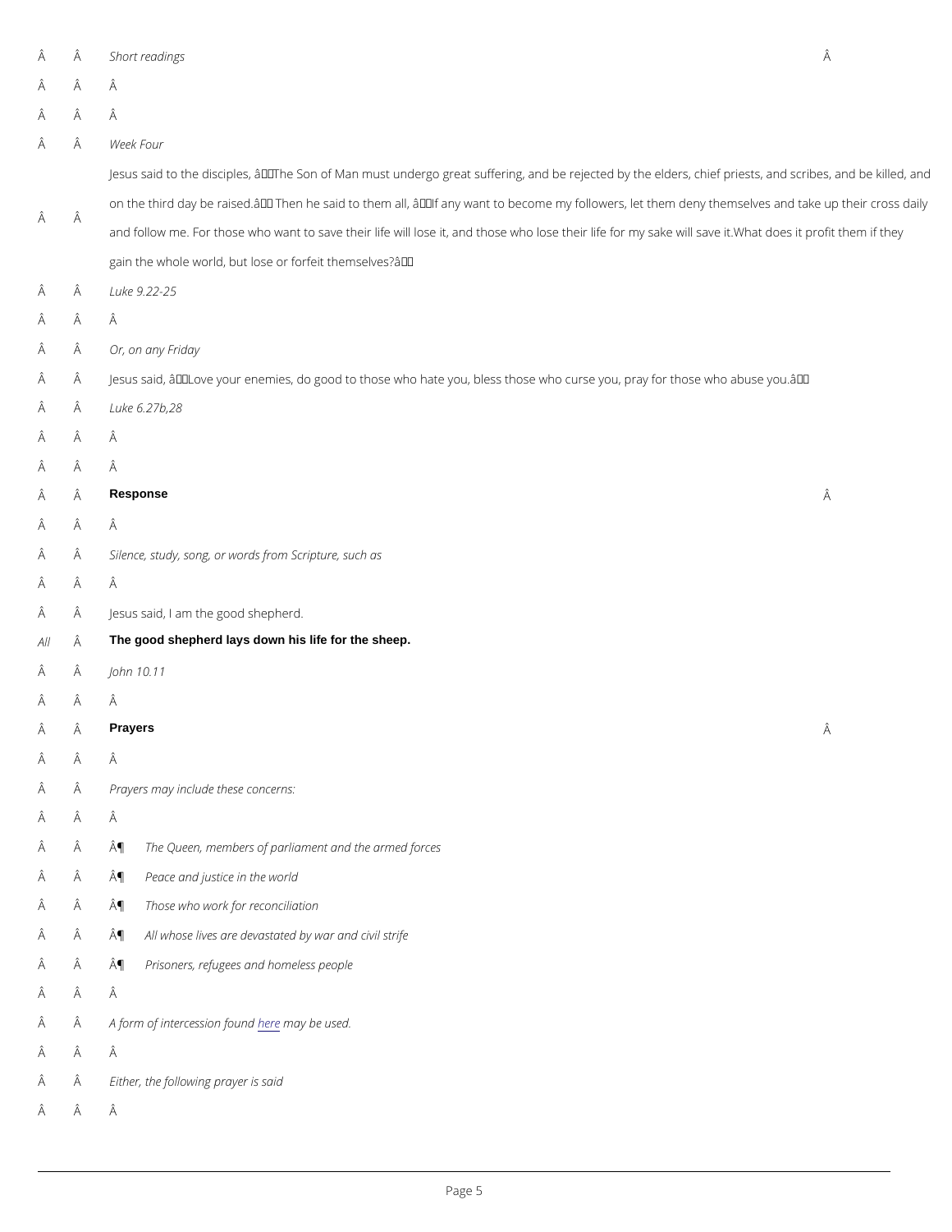*Short readings*

*Week Four*

Jesus said to the disciples, "The Son of Man must undergo great suffering, and be rejected by the elders, chief priests, and scribes, and be killed, and on the third day be raised." Then he said to them all, "If any want to become my followers, let them deny themselves and take up their cross daily and follow me. For those who want to save their life will lose it, and those who lose their life for my sake will save it. What does it profit them if they gain the whole world, but lose or forfeit themselves?"

*Luke 9.22-25*

*Or, on any Friday*

Jesus said, "Love your enemies, do good to those who hate you, bless those who curse you, pray for those who abuse you."

*Luke 6.27b,28*

**Response**

*Silence, study, song, or words from Scripture, such as*

Jesus said, I am the good shepherd.

*All* **The good shepherd lays down his life for the sheep.**

*John 10.11*

**Prayers**

*Prayers may include these concerns:*

- *The Queen, members of parliament and the armed forces*
- *Peace and justice in the world*
- *Those who work for reconciliation*
- *All whose lives are devastated by war and civil strife*
- *Prisoners, refugees and homeless people*

*A form of intercession found here may be used.*

*Either, the following prayer is said*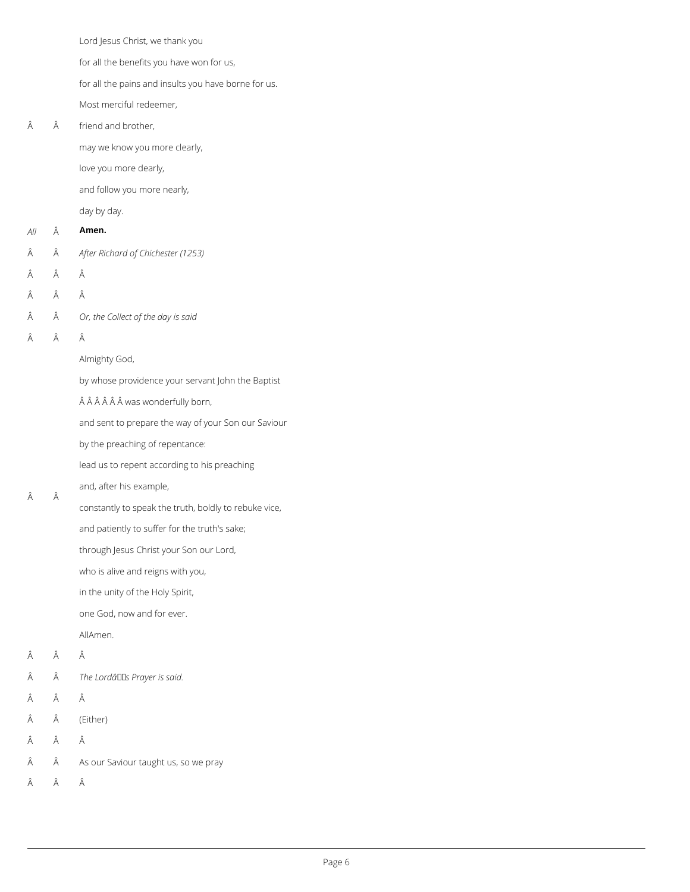Lord Jesus Christ, we thank you
for all the benefits you have won for us,
for all the pains and insults you have borne for us.
Most merciful redeemer,
friend and brother,
may we know you more clearly,
love you more dearly,
and follow you more nearly,
day by day.

*All* **Amen.**

*After Richard of Chichester (1253)*

*Or, the Collect of the day is said*

Almighty God,
by whose providence your servant John the Baptist
was wonderfully born,
and sent to prepare the way of your Son our Saviour
by the preaching of repentance:
lead us to repent according to his preaching
and, after his example,
constantly to speak the truth, boldly to rebuke vice,
and patiently to suffer for the truth's sake;
through Jesus Christ your Son our Lord,
who is alive and reigns with you,
in the unity of the Holy Spirit,
one God, now and for ever.
AllAmen.

*The Lord's Prayer is said.*

(Either)

As our Saviour taught us, so we pray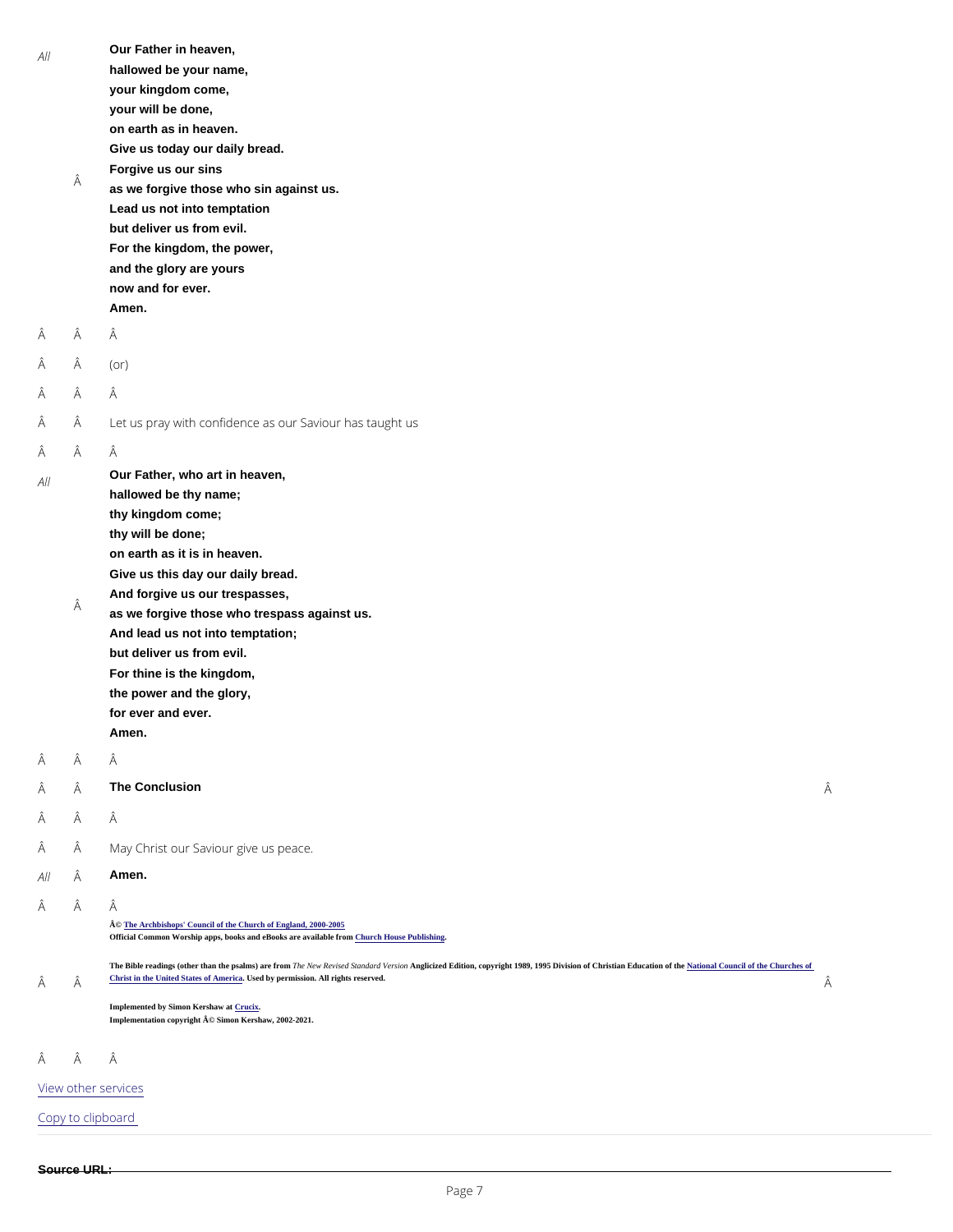*All* **Our Father in heaven,**
**hallowed be your name,**
**your kingdom come,**
**your will be done,**
**on earth as in heaven.**
**Give us today our daily bread.**
**Forgive us our sins**
**as we forgive those who sin against us.**
**Lead us not into temptation**
**but deliver us from evil.**
**For the kingdom, the power,**
**and the glory are yours**
**now and for ever.**
**Amen.**

(or)

Let us pray with confidence as our Saviour has taught us

*All* **Our Father, who art in heaven,**
**hallowed be thy name;**
**thy kingdom come;**
**thy will be done;**
**on earth as it is in heaven.**
**Give us this day our daily bread.**
**And forgive us our trespasses,**
**as we forgive those who trespass against us.**
**And lead us not into temptation;**
**but deliver us from evil.**
**For thine is the kingdom,**
**the power and the glory,**
**for ever and ever.**
**Amen.**

## The Conclusion

May Christ our Saviour give us peace.

*All* **Amen.**

**© The Archbishops' Council of the Church of England, 2000-2005**
**Official Common Worship apps, books and eBooks are available from Church House Publishing.**

**The Bible readings (other than the psalms) are from *The New Revised Standard Version* Anglicized Edition, copyright 1989, 1995 Division of Christian Education of the National Council of the Churches of Christ in the United States of America. Used by permission. All rights reserved.**

**Implemented by Simon Kershaw at Crucix.**
**Implementation copyright © Simon Kershaw, 2002-2021.**

View other services

Copy to clipboard

**Source URL:**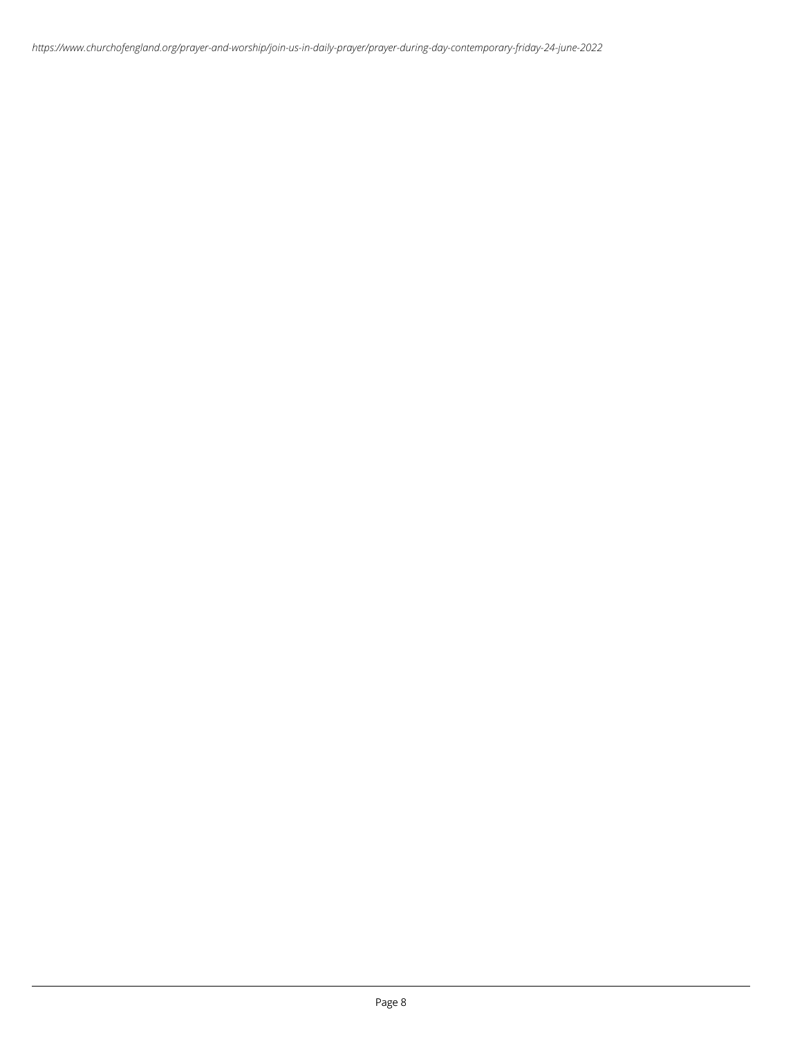*https://www.churchofengland.org/prayer-and-worship/join-us-in-daily-prayer/prayer-during-day-contemporary-friday-24-june-2022*